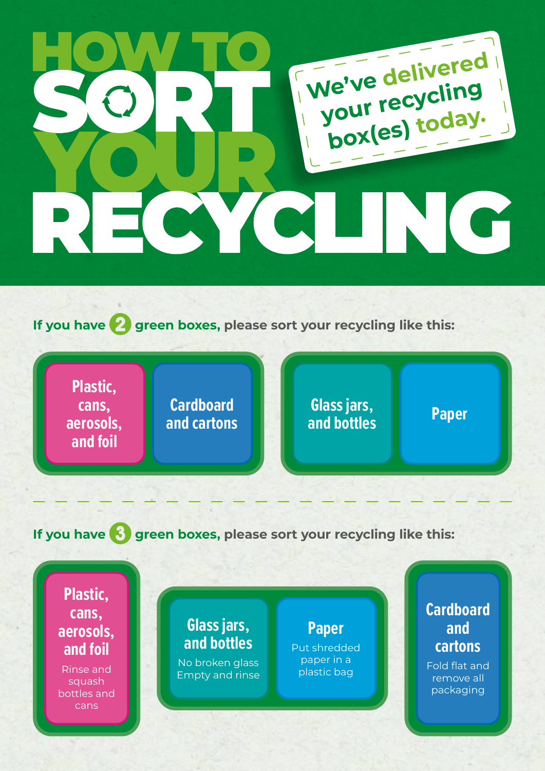# HOW TO SORT YOUR RECYCLING

**We've delivered your recycling box(es) today.**

**If you have 2 green boxes, please sort your recycling like this:**

- **Box 1:**
  - Plastic, cans, aerosols, and foil
  - Cardboard and cartons
- **Box 2:**
  - Glass jars, and bottles
  - Paper

---

**If you have 3 green boxes, please sort your recycling like this:**

- **Box 1:**
  - **Plastic, cans, aerosols, and foil**
    Rinse and squash bottles and cans
- **Box 2:**
  - **Glass jars, and bottles**
    No broken glass
    Empty and rinse
  - **Paper**
    Put shredded paper in a plastic bag
- **Box 3:**
  - **Cardboard and cartons**
    Fold flat and remove all packaging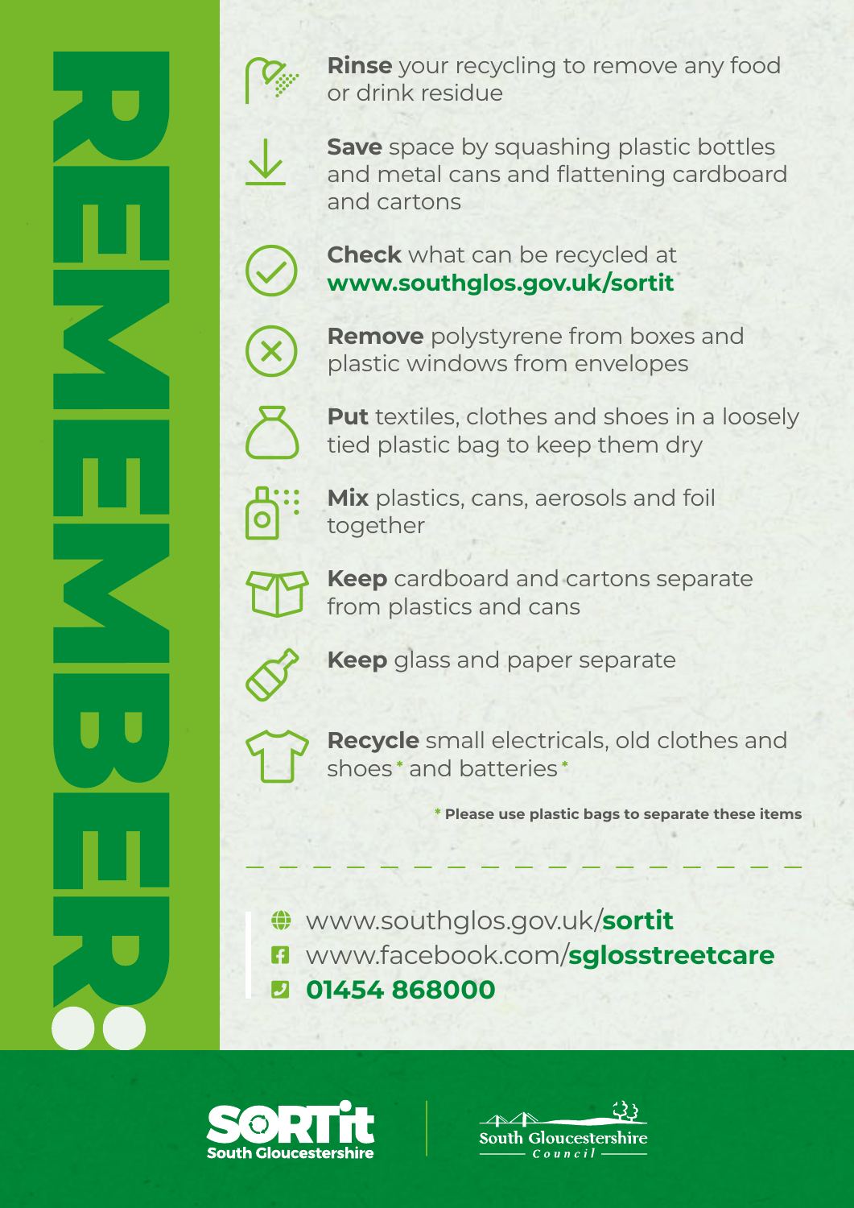# REMEMBER:

- **Rinse** your recycling to remove any food or drink residue
- **Save** space by squashing plastic bottles and metal cans and flattening cardboard and cartons
- **Check** what can be recycled at **www.southglos.gov.uk/sortit**
- **Remove** polystyrene from boxes and plastic windows from envelopes
- **Put** textiles, clothes and shoes in a loosely tied plastic bag to keep them dry
- **Mix** plastics, cans, aerosols and foil together
- **Keep** cardboard and cartons separate from plastics and cans
- **Keep** glass and paper separate
- **Recycle** small electricals, old clothes and shoes* and batteries*

**\* Please use plastic bags to separate these items**

---

www.southglos.gov.uk/**sortit**

www.facebook.com/**sglosstreetcare**

**01454 868000**

SORTit South Gloucestershire

South Gloucestershire Council